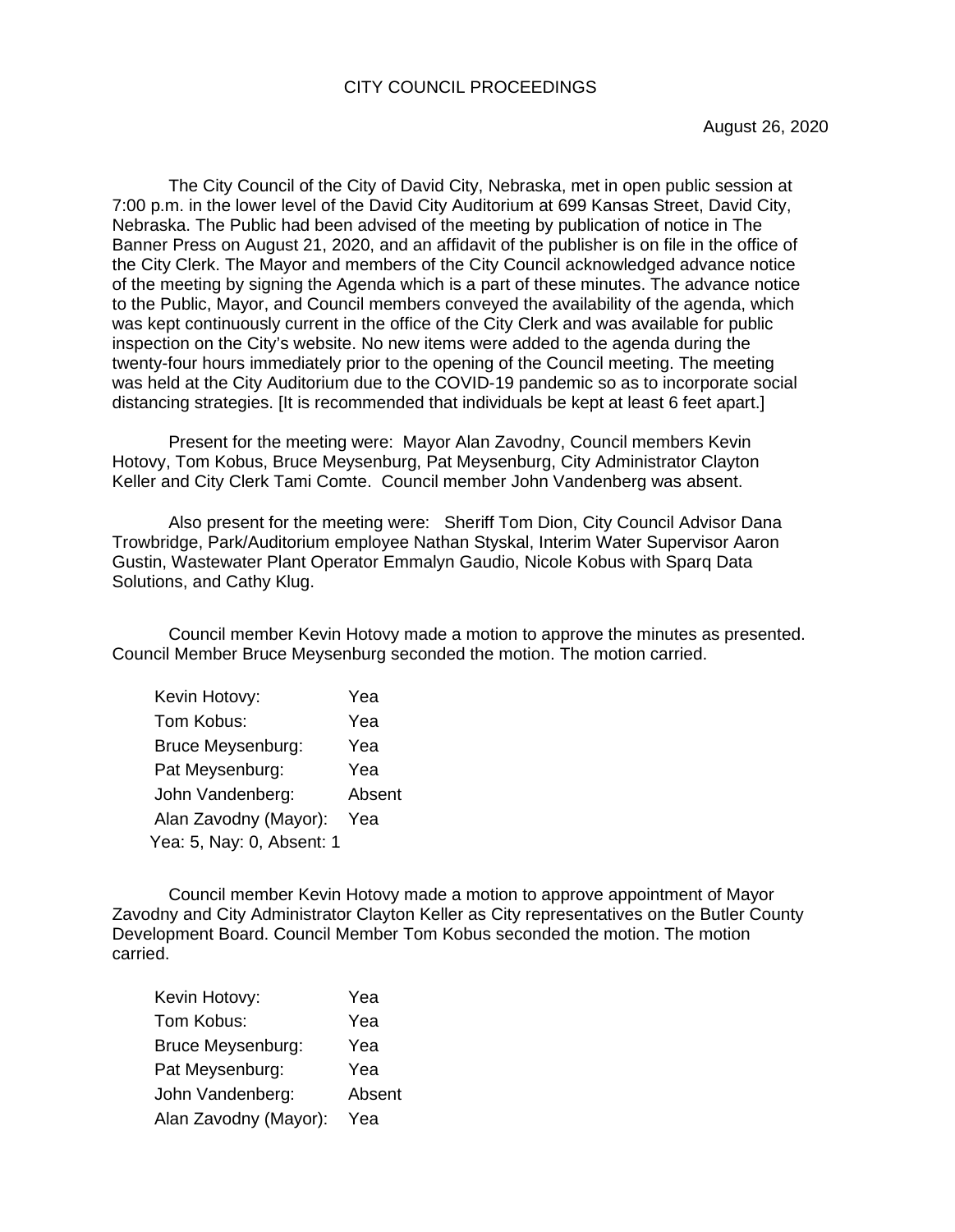# CITY COUNCIL PROCEEDINGS

August 26, 2020

The City Council of the City of David City, Nebraska, met in open public session at 7:00 p.m. in the lower level of the David City Auditorium at 699 Kansas Street, David City, Nebraska. The Public had been advised of the meeting by publication of notice in The Banner Press on August 21, 2020, and an affidavit of the publisher is on file in the office of the City Clerk. The Mayor and members of the City Council acknowledged advance notice of the meeting by signing the Agenda which is a part of these minutes. The advance notice to the Public, Mayor, and Council members conveyed the availability of the agenda, which was kept continuously current in the office of the City Clerk and was available for public inspection on the City's website. No new items were added to the agenda during the twenty-four hours immediately prior to the opening of the Council meeting. The meeting was held at the City Auditorium due to the COVID-19 pandemic so as to incorporate social distancing strategies. [It is recommended that individuals be kept at least 6 feet apart.]

Present for the meeting were: Mayor Alan Zavodny, Council members Kevin Hotovy, Tom Kobus, Bruce Meysenburg, Pat Meysenburg, City Administrator Clayton Keller and City Clerk Tami Comte. Council member John Vandenberg was absent.

Also present for the meeting were: Sheriff Tom Dion, City Council Advisor Dana Trowbridge, Park/Auditorium employee Nathan Styskal, Interim Water Supervisor Aaron Gustin, Wastewater Plant Operator Emmalyn Gaudio, Nicole Kobus with Sparq Data Solutions, and Cathy Klug.

Council member Kevin Hotovy made a motion to approve the minutes as presented. Council Member Bruce Meysenburg seconded the motion. The motion carried.

Kevin Hotovy: Yea
Tom Kobus: Yea
Bruce Meysenburg: Yea
Pat Meysenburg: Yea
John Vandenberg: Absent
Alan Zavodny (Mayor): Yea
Yea: 5, Nay: 0, Absent: 1

Council member Kevin Hotovy made a motion to approve appointment of Mayor Zavodny and City Administrator Clayton Keller as City representatives on the Butler County Development Board. Council Member Tom Kobus seconded the motion. The motion carried.

Kevin Hotovy: Yea
Tom Kobus: Yea
Bruce Meysenburg: Yea
Pat Meysenburg: Yea
John Vandenberg: Absent
Alan Zavodny (Mayor): Yea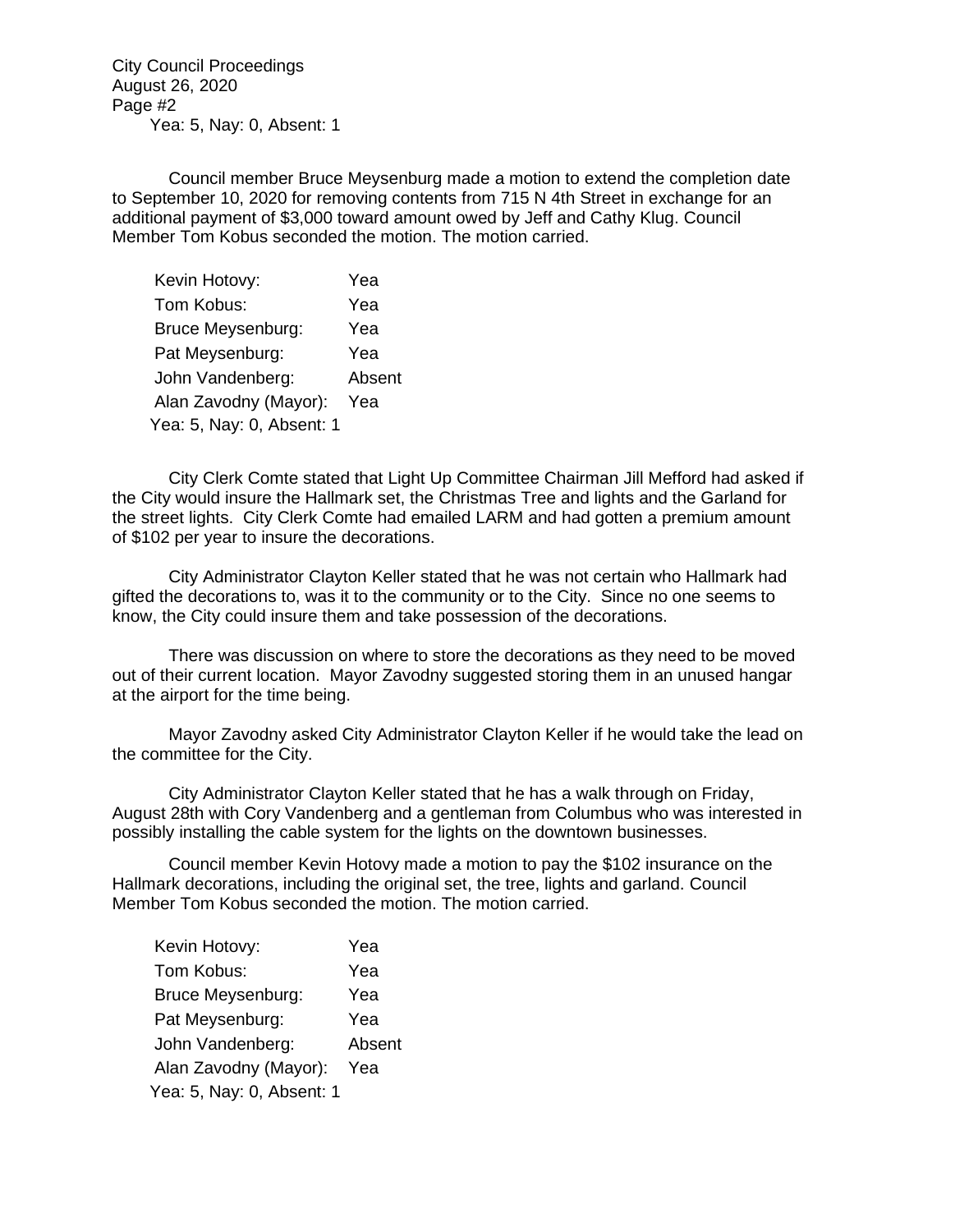Yea: 5, Nay: 0, Absent: 1

Council member Bruce Meysenburg made a motion to extend the completion date to September 10, 2020 for removing contents from 715 N 4th Street in exchange for an additional payment of $3,000 toward amount owed by Jeff and Cathy Klug. Council Member Tom Kobus seconded the motion. The motion carried.

| | |
|---|---|
| Kevin Hotovy: | Yea |
| Tom Kobus: | Yea |
| Bruce Meysenburg: | Yea |
| Pat Meysenburg: | Yea |
| John Vandenberg: | Absent |
| Alan Zavodny (Mayor): | Yea |

Yea: 5, Nay: 0, Absent: 1

City Clerk Comte stated that Light Up Committee Chairman Jill Mefford had asked if the City would insure the Hallmark set, the Christmas Tree and lights and the Garland for the street lights. City Clerk Comte had emailed LARM and had gotten a premium amount of $102 per year to insure the decorations.

City Administrator Clayton Keller stated that he was not certain who Hallmark had gifted the decorations to, was it to the community or to the City. Since no one seems to know, the City could insure them and take possession of the decorations.

There was discussion on where to store the decorations as they need to be moved out of their current location. Mayor Zavodny suggested storing them in an unused hangar at the airport for the time being.

Mayor Zavodny asked City Administrator Clayton Keller if he would take the lead on the committee for the City.

City Administrator Clayton Keller stated that he has a walk through on Friday, August 28th with Cory Vandenberg and a gentleman from Columbus who was interested in possibly installing the cable system for the lights on the downtown businesses.

Council member Kevin Hotovy made a motion to pay the $102 insurance on the Hallmark decorations, including the original set, the tree, lights and garland. Council Member Tom Kobus seconded the motion. The motion carried.

| | |
|---|---|
| Kevin Hotovy: | Yea |
| Tom Kobus: | Yea |
| Bruce Meysenburg: | Yea |
| Pat Meysenburg: | Yea |
| John Vandenberg: | Absent |
| Alan Zavodny (Mayor): | Yea |

Yea: 5, Nay: 0, Absent: 1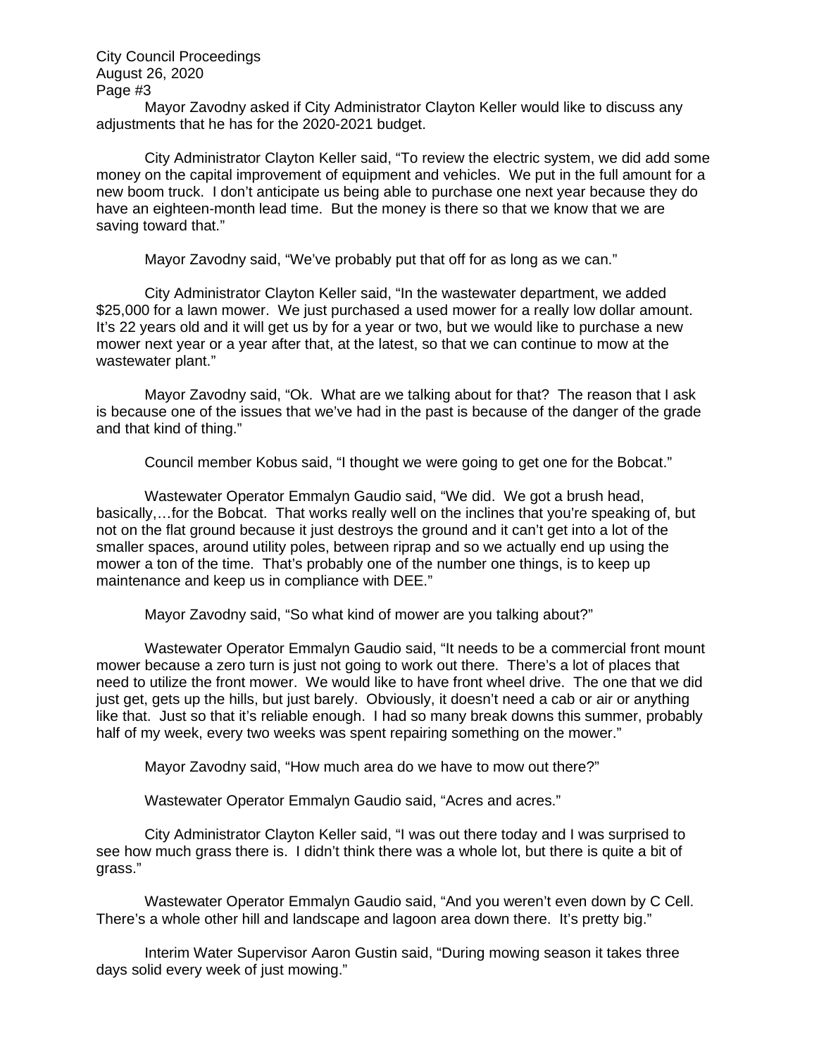Mayor Zavodny asked if City Administrator Clayton Keller would like to discuss any adjustments that he has for the 2020-2021 budget.

City Administrator Clayton Keller said, "To review the electric system, we did add some money on the capital improvement of equipment and vehicles. We put in the full amount for a new boom truck. I don't anticipate us being able to purchase one next year because they do have an eighteen-month lead time. But the money is there so that we know that we are saving toward that."

Mayor Zavodny said, "We've probably put that off for as long as we can."

City Administrator Clayton Keller said, "In the wastewater department, we added $25,000 for a lawn mower. We just purchased a used mower for a really low dollar amount. It's 22 years old and it will get us by for a year or two, but we would like to purchase a new mower next year or a year after that, at the latest, so that we can continue to mow at the wastewater plant."

Mayor Zavodny said, "Ok. What are we talking about for that? The reason that I ask is because one of the issues that we've had in the past is because of the danger of the grade and that kind of thing."

Council member Kobus said, "I thought we were going to get one for the Bobcat."

Wastewater Operator Emmalyn Gaudio said, "We did. We got a brush head, basically,…for the Bobcat. That works really well on the inclines that you're speaking of, but not on the flat ground because it just destroys the ground and it can't get into a lot of the smaller spaces, around utility poles, between riprap and so we actually end up using the mower a ton of the time. That's probably one of the number one things, is to keep up maintenance and keep us in compliance with DEE."

Mayor Zavodny said, "So what kind of mower are you talking about?"

Wastewater Operator Emmalyn Gaudio said, "It needs to be a commercial front mount mower because a zero turn is just not going to work out there. There's a lot of places that need to utilize the front mower. We would like to have front wheel drive. The one that we did just get, gets up the hills, but just barely. Obviously, it doesn't need a cab or air or anything like that. Just so that it's reliable enough. I had so many break downs this summer, probably half of my week, every two weeks was spent repairing something on the mower."

Mayor Zavodny said, "How much area do we have to mow out there?"

Wastewater Operator Emmalyn Gaudio said, "Acres and acres."

City Administrator Clayton Keller said, "I was out there today and I was surprised to see how much grass there is. I didn't think there was a whole lot, but there is quite a bit of grass."

Wastewater Operator Emmalyn Gaudio said, "And you weren't even down by C Cell. There's a whole other hill and landscape and lagoon area down there. It's pretty big."

Interim Water Supervisor Aaron Gustin said, "During mowing season it takes three days solid every week of just mowing."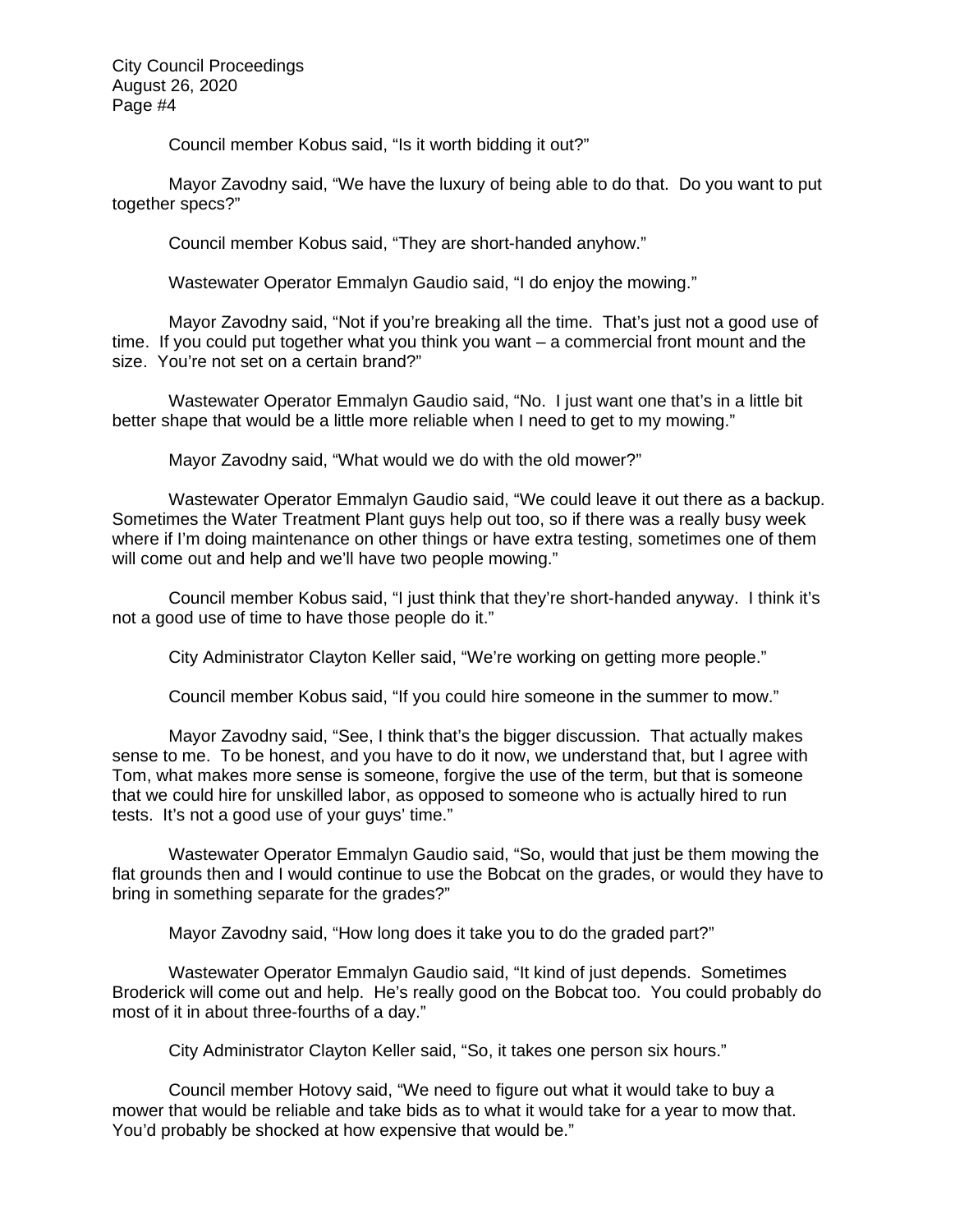Council member Kobus said, “Is it worth bidding it out?”

Mayor Zavodny said, “We have the luxury of being able to do that. Do you want to put together specs?”

Council member Kobus said, “They are short-handed anyhow.”

Wastewater Operator Emmalyn Gaudio said, “I do enjoy the mowing.”

Mayor Zavodny said, “Not if you’re breaking all the time. That’s just not a good use of time. If you could put together what you think you want – a commercial front mount and the size. You’re not set on a certain brand?”

Wastewater Operator Emmalyn Gaudio said, “No. I just want one that’s in a little bit better shape that would be a little more reliable when I need to get to my mowing.”

Mayor Zavodny said, “What would we do with the old mower?”

Wastewater Operator Emmalyn Gaudio said, “We could leave it out there as a backup. Sometimes the Water Treatment Plant guys help out too, so if there was a really busy week where if I’m doing maintenance on other things or have extra testing, sometimes one of them will come out and help and we’ll have two people mowing.”

Council member Kobus said, “I just think that they’re short-handed anyway. I think it’s not a good use of time to have those people do it.”

City Administrator Clayton Keller said, “We’re working on getting more people.”

Council member Kobus said, “If you could hire someone in the summer to mow.”

Mayor Zavodny said, “See, I think that’s the bigger discussion. That actually makes sense to me. To be honest, and you have to do it now, we understand that, but I agree with Tom, what makes more sense is someone, forgive the use of the term, but that is someone that we could hire for unskilled labor, as opposed to someone who is actually hired to run tests. It’s not a good use of your guys’ time.”

Wastewater Operator Emmalyn Gaudio said, “So, would that just be them mowing the flat grounds then and I would continue to use the Bobcat on the grades, or would they have to bring in something separate for the grades?”

Mayor Zavodny said, “How long does it take you to do the graded part?”

Wastewater Operator Emmalyn Gaudio said, “It kind of just depends. Sometimes Broderick will come out and help. He’s really good on the Bobcat too. You could probably do most of it in about three-fourths of a day.”

City Administrator Clayton Keller said, “So, it takes one person six hours.”

Council member Hotovy said, “We need to figure out what it would take to buy a mower that would be reliable and take bids as to what it would take for a year to mow that. You’d probably be shocked at how expensive that would be.”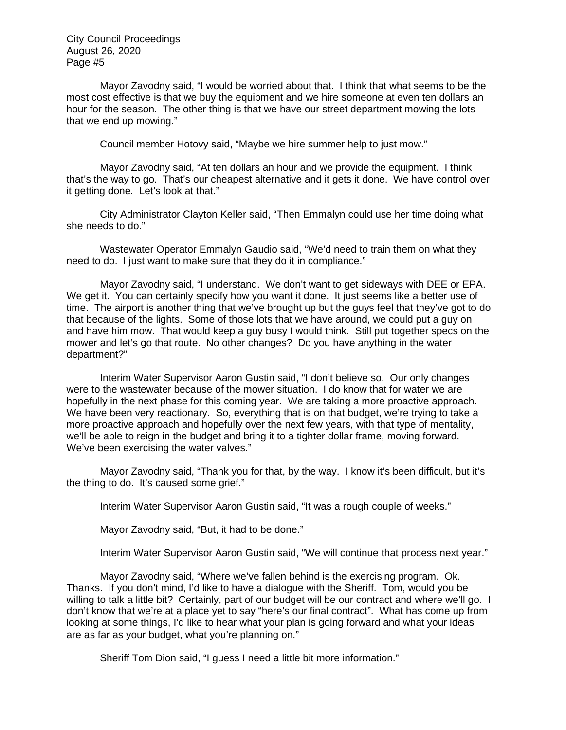Mayor Zavodny said, "I would be worried about that. I think that what seems to be the most cost effective is that we buy the equipment and we hire someone at even ten dollars an hour for the season. The other thing is that we have our street department mowing the lots that we end up mowing."

Council member Hotovy said, "Maybe we hire summer help to just mow."

Mayor Zavodny said, "At ten dollars an hour and we provide the equipment. I think that's the way to go. That's our cheapest alternative and it gets it done. We have control over it getting done. Let's look at that."

City Administrator Clayton Keller said, "Then Emmalyn could use her time doing what she needs to do."

Wastewater Operator Emmalyn Gaudio said, "We'd need to train them on what they need to do. I just want to make sure that they do it in compliance."

Mayor Zavodny said, "I understand. We don't want to get sideways with DEE or EPA. We get it. You can certainly specify how you want it done. It just seems like a better use of time. The airport is another thing that we've brought up but the guys feel that they've got to do that because of the lights. Some of those lots that we have around, we could put a guy on and have him mow. That would keep a guy busy I would think. Still put together specs on the mower and let's go that route. No other changes? Do you have anything in the water department?"

Interim Water Supervisor Aaron Gustin said, "I don't believe so. Our only changes were to the wastewater because of the mower situation. I do know that for water we are hopefully in the next phase for this coming year. We are taking a more proactive approach. We have been very reactionary. So, everything that is on that budget, we're trying to take a more proactive approach and hopefully over the next few years, with that type of mentality, we'll be able to reign in the budget and bring it to a tighter dollar frame, moving forward. We've been exercising the water valves."

Mayor Zavodny said, "Thank you for that, by the way. I know it's been difficult, but it's the thing to do. It's caused some grief."

Interim Water Supervisor Aaron Gustin said, "It was a rough couple of weeks."

Mayor Zavodny said, "But, it had to be done."

Interim Water Supervisor Aaron Gustin said, "We will continue that process next year."

Mayor Zavodny said, "Where we've fallen behind is the exercising program. Ok. Thanks. If you don't mind, I'd like to have a dialogue with the Sheriff. Tom, would you be willing to talk a little bit? Certainly, part of our budget will be our contract and where we'll go. I don't know that we're at a place yet to say "here's our final contract". What has come up from looking at some things, I'd like to hear what your plan is going forward and what your ideas are as far as your budget, what you're planning on."

Sheriff Tom Dion said, "I guess I need a little bit more information."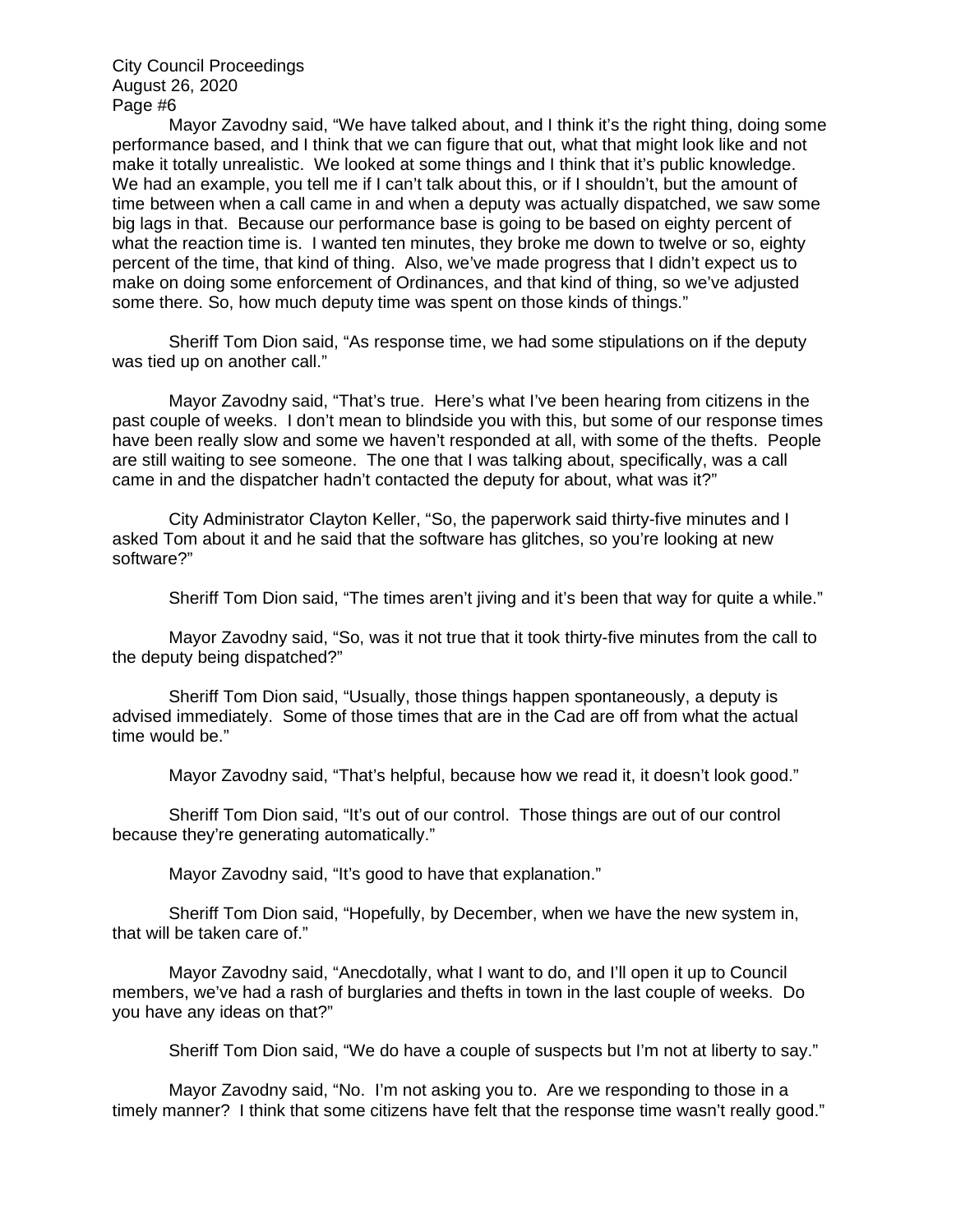Mayor Zavodny said, "We have talked about, and I think it's the right thing, doing some performance based, and I think that we can figure that out, what that might look like and not make it totally unrealistic. We looked at some things and I think that it's public knowledge. We had an example, you tell me if I can't talk about this, or if I shouldn't, but the amount of time between when a call came in and when a deputy was actually dispatched, we saw some big lags in that. Because our performance base is going to be based on eighty percent of what the reaction time is. I wanted ten minutes, they broke me down to twelve or so, eighty percent of the time, that kind of thing. Also, we've made progress that I didn't expect us to make on doing some enforcement of Ordinances, and that kind of thing, so we've adjusted some there. So, how much deputy time was spent on those kinds of things."

Sheriff Tom Dion said, "As response time, we had some stipulations on if the deputy was tied up on another call."

Mayor Zavodny said, "That's true. Here's what I've been hearing from citizens in the past couple of weeks. I don't mean to blindside you with this, but some of our response times have been really slow and some we haven't responded at all, with some of the thefts. People are still waiting to see someone. The one that I was talking about, specifically, was a call came in and the dispatcher hadn't contacted the deputy for about, what was it?"

City Administrator Clayton Keller, "So, the paperwork said thirty-five minutes and I asked Tom about it and he said that the software has glitches, so you're looking at new software?"

Sheriff Tom Dion said, "The times aren't jiving and it's been that way for quite a while."

Mayor Zavodny said, "So, was it not true that it took thirty-five minutes from the call to the deputy being dispatched?"

Sheriff Tom Dion said, "Usually, those things happen spontaneously, a deputy is advised immediately. Some of those times that are in the Cad are off from what the actual time would be."

Mayor Zavodny said, "That's helpful, because how we read it, it doesn't look good."

Sheriff Tom Dion said, "It's out of our control. Those things are out of our control because they're generating automatically."

Mayor Zavodny said, "It's good to have that explanation."

Sheriff Tom Dion said, "Hopefully, by December, when we have the new system in, that will be taken care of."

Mayor Zavodny said, "Anecdotally, what I want to do, and I'll open it up to Council members, we've had a rash of burglaries and thefts in town in the last couple of weeks. Do you have any ideas on that?"

Sheriff Tom Dion said, "We do have a couple of suspects but I'm not at liberty to say."

Mayor Zavodny said, "No. I'm not asking you to. Are we responding to those in a timely manner? I think that some citizens have felt that the response time wasn't really good."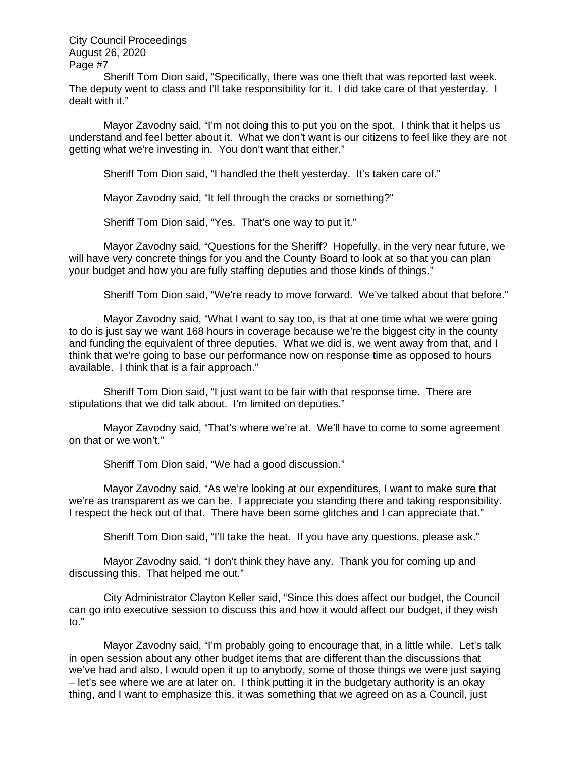Sheriff Tom Dion said, "Specifically, there was one theft that was reported last week. The deputy went to class and I'll take responsibility for it. I did take care of that yesterday. I dealt with it."

Mayor Zavodny said, "I'm not doing this to put you on the spot. I think that it helps us understand and feel better about it. What we don't want is our citizens to feel like they are not getting what we're investing in. You don't want that either."

Sheriff Tom Dion said, "I handled the theft yesterday. It's taken care of."

Mayor Zavodny said, "It fell through the cracks or something?"

Sheriff Tom Dion said, "Yes. That's one way to put it."

Mayor Zavodny said, "Questions for the Sheriff? Hopefully, in the very near future, we will have very concrete things for you and the County Board to look at so that you can plan your budget and how you are fully staffing deputies and those kinds of things."

Sheriff Tom Dion said, "We're ready to move forward. We've talked about that before."

Mayor Zavodny said, "What I want to say too, is that at one time what we were going to do is just say we want 168 hours in coverage because we're the biggest city in the county and funding the equivalent of three deputies. What we did is, we went away from that, and I think that we're going to base our performance now on response time as opposed to hours available. I think that is a fair approach."

Sheriff Tom Dion said, "I just want to be fair with that response time. There are stipulations that we did talk about. I'm limited on deputies."

Mayor Zavodny said, "That's where we're at. We'll have to come to some agreement on that or we won't."

Sheriff Tom Dion said, "We had a good discussion."

Mayor Zavodny said, "As we're looking at our expenditures, I want to make sure that we're as transparent as we can be. I appreciate you standing there and taking responsibility. I respect the heck out of that. There have been some glitches and I can appreciate that."

Sheriff Tom Dion said, "I'll take the heat. If you have any questions, please ask."

Mayor Zavodny said, "I don't think they have any. Thank you for coming up and discussing this. That helped me out."

City Administrator Clayton Keller said, "Since this does affect our budget, the Council can go into executive session to discuss this and how it would affect our budget, if they wish to."

Mayor Zavodny said, "I'm probably going to encourage that, in a little while. Let's talk in open session about any other budget items that are different than the discussions that we've had and also, I would open it up to anybody, some of those things we were just saying – let's see where we are at later on. I think putting it in the budgetary authority is an okay thing, and I want to emphasize this, it was something that we agreed on as a Council, just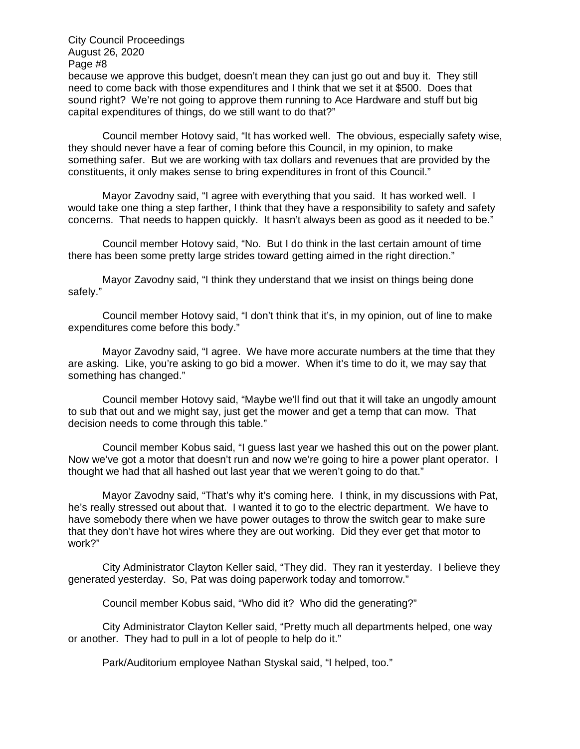because we approve this budget, doesn't mean they can just go out and buy it. They still need to come back with those expenditures and I think that we set it at $500. Does that sound right? We're not going to approve them running to Ace Hardware and stuff but big capital expenditures of things, do we still want to do that?"

Council member Hotovy said, "It has worked well. The obvious, especially safety wise, they should never have a fear of coming before this Council, in my opinion, to make something safer. But we are working with tax dollars and revenues that are provided by the constituents, it only makes sense to bring expenditures in front of this Council."

Mayor Zavodny said, "I agree with everything that you said. It has worked well. I would take one thing a step farther, I think that they have a responsibility to safety and safety concerns. That needs to happen quickly. It hasn't always been as good as it needed to be."

Council member Hotovy said, "No. But I do think in the last certain amount of time there has been some pretty large strides toward getting aimed in the right direction."

Mayor Zavodny said, "I think they understand that we insist on things being done safely."

Council member Hotovy said, "I don't think that it's, in my opinion, out of line to make expenditures come before this body."

Mayor Zavodny said, "I agree. We have more accurate numbers at the time that they are asking. Like, you're asking to go bid a mower. When it's time to do it, we may say that something has changed."

Council member Hotovy said, "Maybe we'll find out that it will take an ungodly amount to sub that out and we might say, just get the mower and get a temp that can mow. That decision needs to come through this table."

Council member Kobus said, "I guess last year we hashed this out on the power plant. Now we've got a motor that doesn't run and now we're going to hire a power plant operator. I thought we had that all hashed out last year that we weren't going to do that."

Mayor Zavodny said, "That's why it's coming here. I think, in my discussions with Pat, he's really stressed out about that. I wanted it to go to the electric department. We have to have somebody there when we have power outages to throw the switch gear to make sure that they don't have hot wires where they are out working. Did they ever get that motor to work?"

City Administrator Clayton Keller said, "They did. They ran it yesterday. I believe they generated yesterday. So, Pat was doing paperwork today and tomorrow."

Council member Kobus said, "Who did it? Who did the generating?"

City Administrator Clayton Keller said, "Pretty much all departments helped, one way or another. They had to pull in a lot of people to help do it."

Park/Auditorium employee Nathan Styskal said, "I helped, too."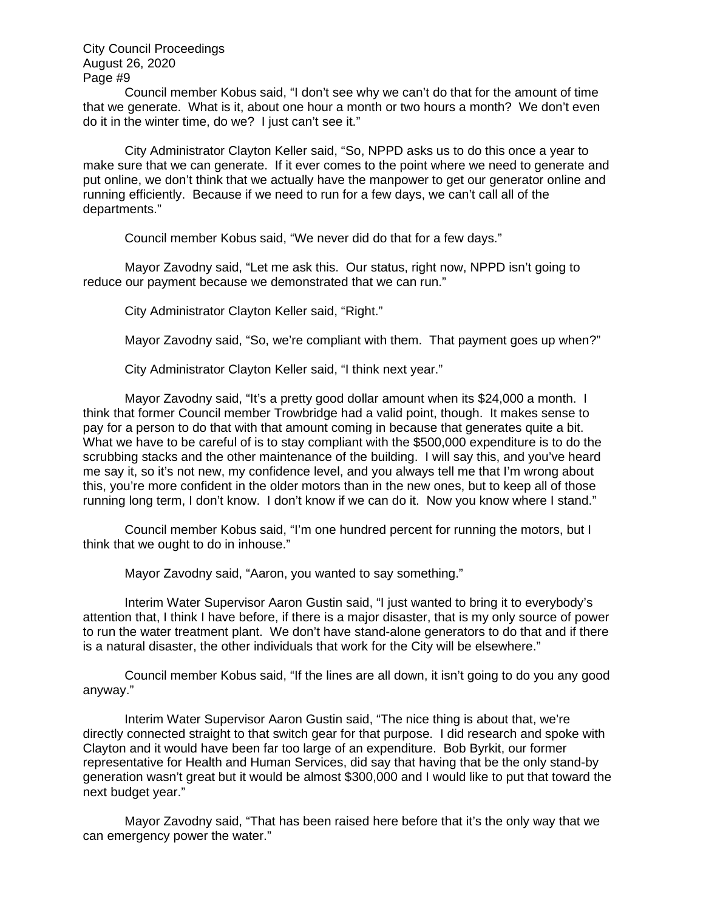Council member Kobus said, "I don't see why we can't do that for the amount of time that we generate. What is it, about one hour a month or two hours a month? We don't even do it in the winter time, do we? I just can't see it."

City Administrator Clayton Keller said, "So, NPPD asks us to do this once a year to make sure that we can generate. If it ever comes to the point where we need to generate and put online, we don't think that we actually have the manpower to get our generator online and running efficiently. Because if we need to run for a few days, we can't call all of the departments."

Council member Kobus said, "We never did do that for a few days."

Mayor Zavodny said, "Let me ask this. Our status, right now, NPPD isn't going to reduce our payment because we demonstrated that we can run."

City Administrator Clayton Keller said, "Right."

Mayor Zavodny said, "So, we're compliant with them. That payment goes up when?"

City Administrator Clayton Keller said, "I think next year."

Mayor Zavodny said, "It's a pretty good dollar amount when its $24,000 a month. I think that former Council member Trowbridge had a valid point, though. It makes sense to pay for a person to do that with that amount coming in because that generates quite a bit. What we have to be careful of is to stay compliant with the $500,000 expenditure is to do the scrubbing stacks and the other maintenance of the building. I will say this, and you've heard me say it, so it's not new, my confidence level, and you always tell me that I'm wrong about this, you're more confident in the older motors than in the new ones, but to keep all of those running long term, I don't know. I don't know if we can do it. Now you know where I stand."

Council member Kobus said, "I'm one hundred percent for running the motors, but I think that we ought to do in inhouse."

Mayor Zavodny said, "Aaron, you wanted to say something."

Interim Water Supervisor Aaron Gustin said, "I just wanted to bring it to everybody's attention that, I think I have before, if there is a major disaster, that is my only source of power to run the water treatment plant. We don't have stand-alone generators to do that and if there is a natural disaster, the other individuals that work for the City will be elsewhere."

Council member Kobus said, "If the lines are all down, it isn't going to do you any good anyway."

Interim Water Supervisor Aaron Gustin said, "The nice thing is about that, we're directly connected straight to that switch gear for that purpose. I did research and spoke with Clayton and it would have been far too large of an expenditure. Bob Byrkit, our former representative for Health and Human Services, did say that having that be the only stand-by generation wasn't great but it would be almost $300,000 and I would like to put that toward the next budget year."

Mayor Zavodny said, "That has been raised here before that it's the only way that we can emergency power the water."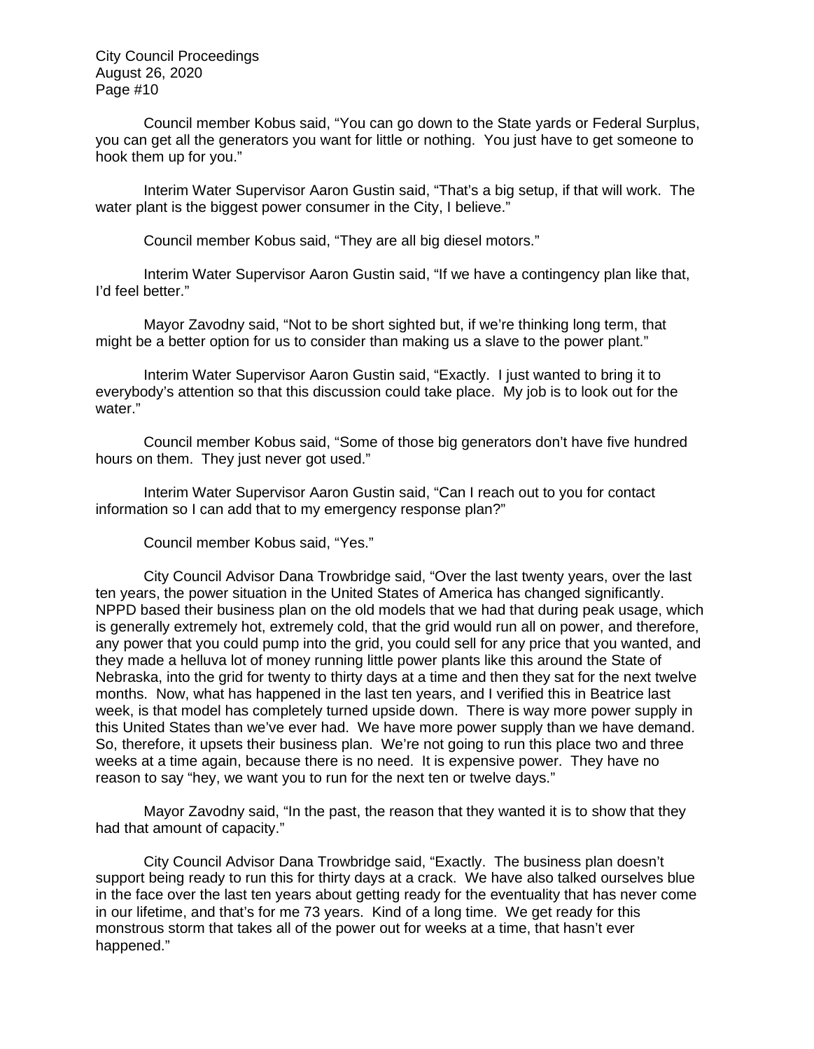Council member Kobus said, "You can go down to the State yards or Federal Surplus, you can get all the generators you want for little or nothing. You just have to get someone to hook them up for you."

Interim Water Supervisor Aaron Gustin said, "That's a big setup, if that will work. The water plant is the biggest power consumer in the City, I believe."

Council member Kobus said, "They are all big diesel motors."

Interim Water Supervisor Aaron Gustin said, "If we have a contingency plan like that, I'd feel better."

Mayor Zavodny said, "Not to be short sighted but, if we're thinking long term, that might be a better option for us to consider than making us a slave to the power plant."

Interim Water Supervisor Aaron Gustin said, "Exactly. I just wanted to bring it to everybody's attention so that this discussion could take place. My job is to look out for the water."

Council member Kobus said, "Some of those big generators don't have five hundred hours on them. They just never got used."

Interim Water Supervisor Aaron Gustin said, "Can I reach out to you for contact information so I can add that to my emergency response plan?"

Council member Kobus said, "Yes."

City Council Advisor Dana Trowbridge said, "Over the last twenty years, over the last ten years, the power situation in the United States of America has changed significantly. NPPD based their business plan on the old models that we had that during peak usage, which is generally extremely hot, extremely cold, that the grid would run all on power, and therefore, any power that you could pump into the grid, you could sell for any price that you wanted, and they made a helluva lot of money running little power plants like this around the State of Nebraska, into the grid for twenty to thirty days at a time and then they sat for the next twelve months. Now, what has happened in the last ten years, and I verified this in Beatrice last week, is that model has completely turned upside down. There is way more power supply in this United States than we've ever had. We have more power supply than we have demand. So, therefore, it upsets their business plan. We're not going to run this place two and three weeks at a time again, because there is no need. It is expensive power. They have no reason to say "hey, we want you to run for the next ten or twelve days."

Mayor Zavodny said, "In the past, the reason that they wanted it is to show that they had that amount of capacity."

City Council Advisor Dana Trowbridge said, "Exactly. The business plan doesn't support being ready to run this for thirty days at a crack. We have also talked ourselves blue in the face over the last ten years about getting ready for the eventuality that has never come in our lifetime, and that's for me 73 years. Kind of a long time. We get ready for this monstrous storm that takes all of the power out for weeks at a time, that hasn't ever happened."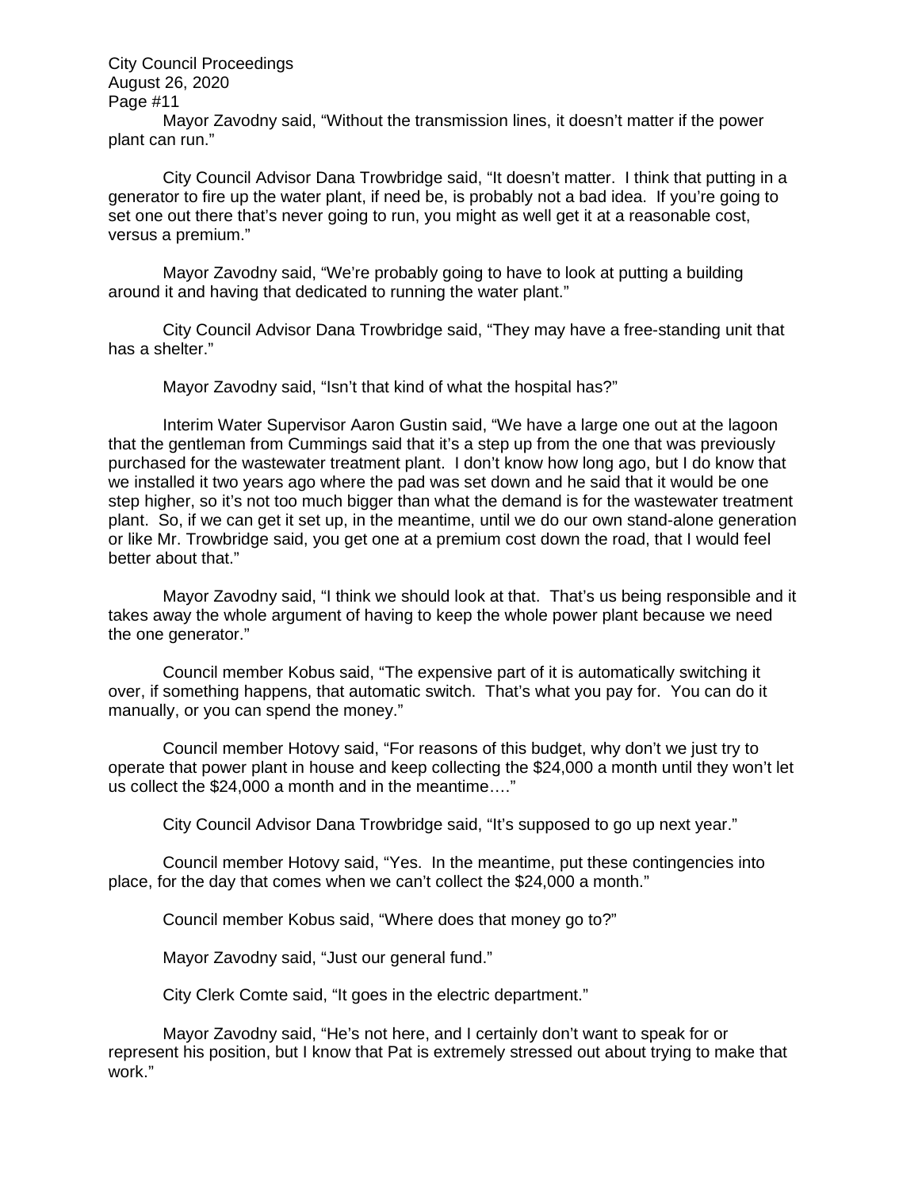Mayor Zavodny said, "Without the transmission lines, it doesn't matter if the power plant can run."

City Council Advisor Dana Trowbridge said, "It doesn't matter. I think that putting in a generator to fire up the water plant, if need be, is probably not a bad idea. If you're going to set one out there that's never going to run, you might as well get it at a reasonable cost, versus a premium."

Mayor Zavodny said, "We're probably going to have to look at putting a building around it and having that dedicated to running the water plant."

City Council Advisor Dana Trowbridge said, "They may have a free-standing unit that has a shelter."

Mayor Zavodny said, "Isn't that kind of what the hospital has?"

Interim Water Supervisor Aaron Gustin said, "We have a large one out at the lagoon that the gentleman from Cummings said that it's a step up from the one that was previously purchased for the wastewater treatment plant. I don't know how long ago, but I do know that we installed it two years ago where the pad was set down and he said that it would be one step higher, so it's not too much bigger than what the demand is for the wastewater treatment plant. So, if we can get it set up, in the meantime, until we do our own stand-alone generation or like Mr. Trowbridge said, you get one at a premium cost down the road, that I would feel better about that."

Mayor Zavodny said, "I think we should look at that. That's us being responsible and it takes away the whole argument of having to keep the whole power plant because we need the one generator."

Council member Kobus said, "The expensive part of it is automatically switching it over, if something happens, that automatic switch. That's what you pay for. You can do it manually, or you can spend the money."

Council member Hotovy said, "For reasons of this budget, why don't we just try to operate that power plant in house and keep collecting the $24,000 a month until they won't let us collect the $24,000 a month and in the meantime…."

City Council Advisor Dana Trowbridge said, "It's supposed to go up next year."

Council member Hotovy said, "Yes. In the meantime, put these contingencies into place, for the day that comes when we can't collect the $24,000 a month."

Council member Kobus said, "Where does that money go to?"

Mayor Zavodny said, "Just our general fund."

City Clerk Comte said, "It goes in the electric department."

Mayor Zavodny said, "He's not here, and I certainly don't want to speak for or represent his position, but I know that Pat is extremely stressed out about trying to make that work."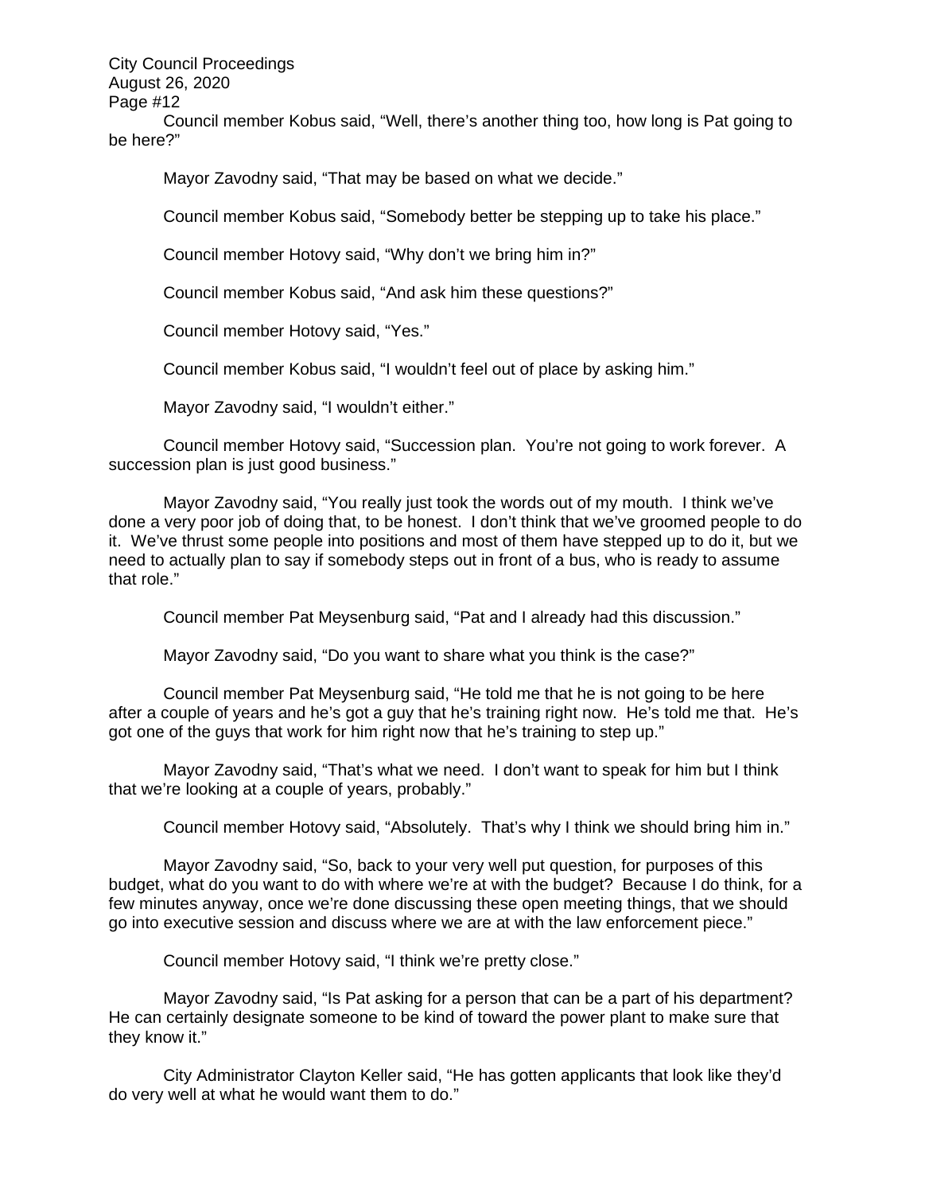Council member Kobus said, "Well, there's another thing too, how long is Pat going to be here?"

Mayor Zavodny said, "That may be based on what we decide."

Council member Kobus said, "Somebody better be stepping up to take his place."

Council member Hotovy said, "Why don't we bring him in?"

Council member Kobus said, "And ask him these questions?"

Council member Hotovy said, "Yes."

Council member Kobus said, "I wouldn't feel out of place by asking him."

Mayor Zavodny said, "I wouldn't either."

Council member Hotovy said, "Succession plan. You're not going to work forever. A succession plan is just good business."

Mayor Zavodny said, "You really just took the words out of my mouth. I think we've done a very poor job of doing that, to be honest. I don't think that we've groomed people to do it. We've thrust some people into positions and most of them have stepped up to do it, but we need to actually plan to say if somebody steps out in front of a bus, who is ready to assume that role."

Council member Pat Meysenburg said, "Pat and I already had this discussion."

Mayor Zavodny said, "Do you want to share what you think is the case?"

Council member Pat Meysenburg said, "He told me that he is not going to be here after a couple of years and he's got a guy that he's training right now. He's told me that. He's got one of the guys that work for him right now that he's training to step up."

Mayor Zavodny said, "That's what we need. I don't want to speak for him but I think that we're looking at a couple of years, probably."

Council member Hotovy said, "Absolutely. That's why I think we should bring him in."

Mayor Zavodny said, "So, back to your very well put question, for purposes of this budget, what do you want to do with where we're at with the budget? Because I do think, for a few minutes anyway, once we're done discussing these open meeting things, that we should go into executive session and discuss where we are at with the law enforcement piece."

Council member Hotovy said, "I think we're pretty close."

Mayor Zavodny said, "Is Pat asking for a person that can be a part of his department? He can certainly designate someone to be kind of toward the power plant to make sure that they know it."

City Administrator Clayton Keller said, "He has gotten applicants that look like they'd do very well at what he would want them to do."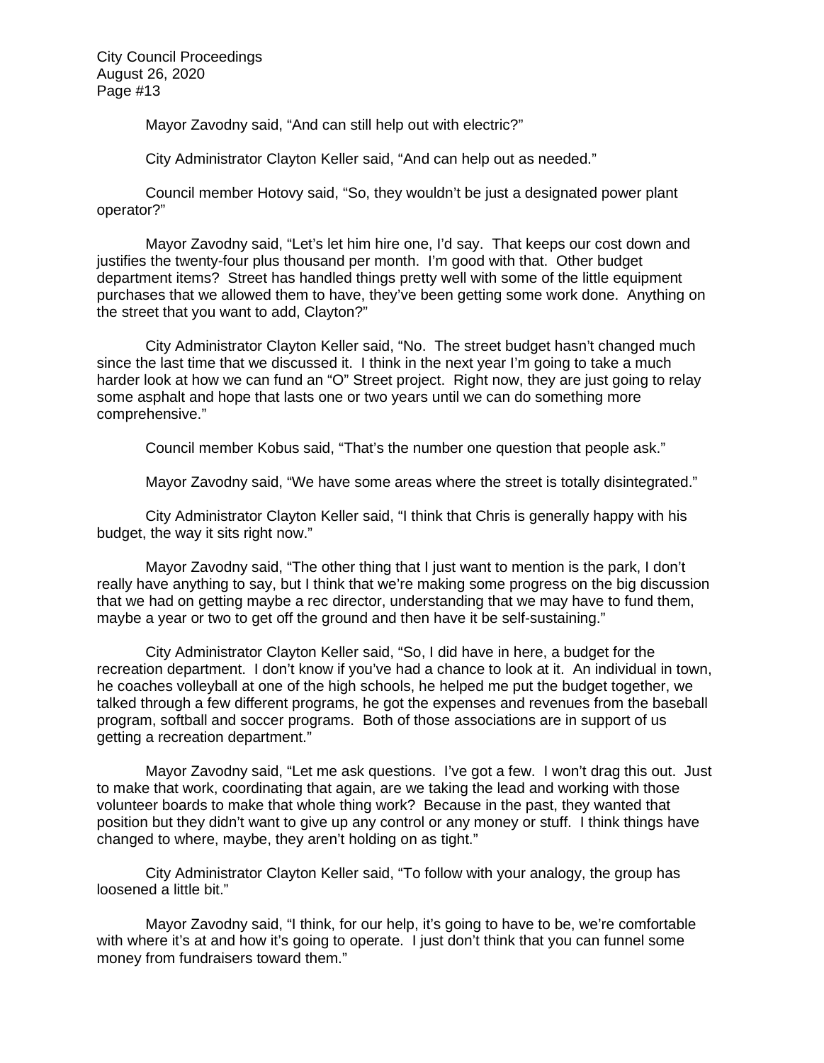Mayor Zavodny said, "And can still help out with electric?"

City Administrator Clayton Keller said, "And can help out as needed."

Council member Hotovy said, "So, they wouldn't be just a designated power plant operator?"

Mayor Zavodny said, "Let's let him hire one, I'd say. That keeps our cost down and justifies the twenty-four plus thousand per month. I'm good with that. Other budget department items? Street has handled things pretty well with some of the little equipment purchases that we allowed them to have, they've been getting some work done. Anything on the street that you want to add, Clayton?"

City Administrator Clayton Keller said, "No. The street budget hasn't changed much since the last time that we discussed it. I think in the next year I'm going to take a much harder look at how we can fund an "O" Street project. Right now, they are just going to relay some asphalt and hope that lasts one or two years until we can do something more comprehensive."

Council member Kobus said, "That's the number one question that people ask."

Mayor Zavodny said, "We have some areas where the street is totally disintegrated."

City Administrator Clayton Keller said, "I think that Chris is generally happy with his budget, the way it sits right now."

Mayor Zavodny said, "The other thing that I just want to mention is the park, I don't really have anything to say, but I think that we're making some progress on the big discussion that we had on getting maybe a rec director, understanding that we may have to fund them, maybe a year or two to get off the ground and then have it be self-sustaining."

City Administrator Clayton Keller said, "So, I did have in here, a budget for the recreation department. I don't know if you've had a chance to look at it. An individual in town, he coaches volleyball at one of the high schools, he helped me put the budget together, we talked through a few different programs, he got the expenses and revenues from the baseball program, softball and soccer programs. Both of those associations are in support of us getting a recreation department."

Mayor Zavodny said, "Let me ask questions. I've got a few. I won't drag this out. Just to make that work, coordinating that again, are we taking the lead and working with those volunteer boards to make that whole thing work? Because in the past, they wanted that position but they didn't want to give up any control or any money or stuff. I think things have changed to where, maybe, they aren't holding on as tight."

City Administrator Clayton Keller said, "To follow with your analogy, the group has loosened a little bit."

Mayor Zavodny said, "I think, for our help, it's going to have to be, we're comfortable with where it's at and how it's going to operate. I just don't think that you can funnel some money from fundraisers toward them."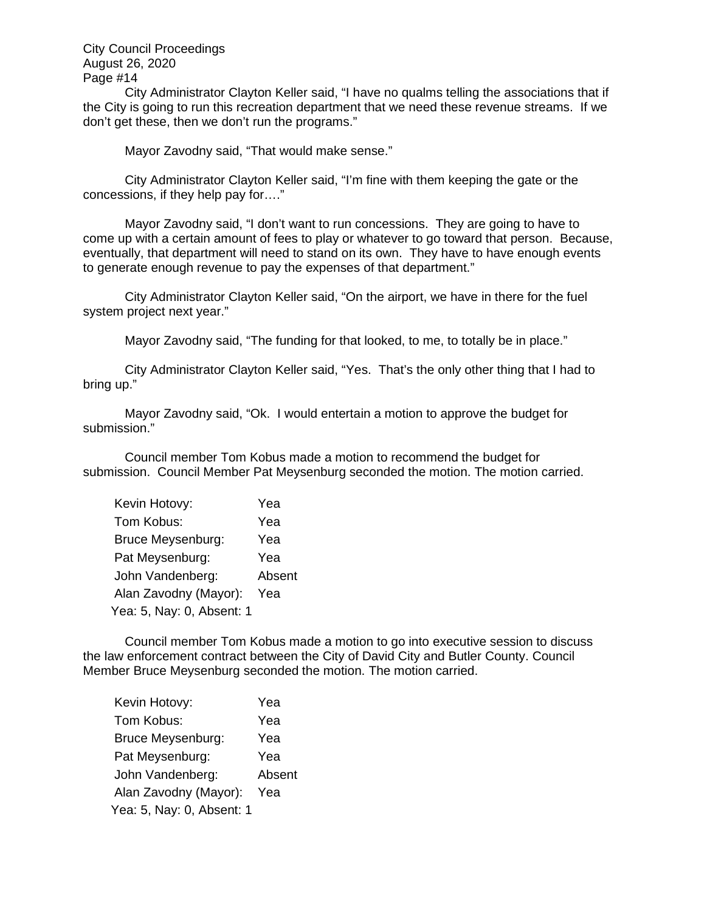City Administrator Clayton Keller said, "I have no qualms telling the associations that if the City is going to run this recreation department that we need these revenue streams. If we don't get these, then we don't run the programs."

Mayor Zavodny said, "That would make sense."

City Administrator Clayton Keller said, "I'm fine with them keeping the gate or the concessions, if they help pay for…."

Mayor Zavodny said, "I don't want to run concessions. They are going to have to come up with a certain amount of fees to play or whatever to go toward that person. Because, eventually, that department will need to stand on its own. They have to have enough events to generate enough revenue to pay the expenses of that department."

City Administrator Clayton Keller said, "On the airport, we have in there for the fuel system project next year."

Mayor Zavodny said, "The funding for that looked, to me, to totally be in place."

City Administrator Clayton Keller said, "Yes. That's the only other thing that I had to bring up."

Mayor Zavodny said, "Ok. I would entertain a motion to approve the budget for submission."

Council member Tom Kobus made a motion to recommend the budget for submission. Council Member Pat Meysenburg seconded the motion. The motion carried.

| | |
|---|---|
| Kevin Hotovy: | Yea |
| Tom Kobus: | Yea |
| Bruce Meysenburg: | Yea |
| Pat Meysenburg: | Yea |
| John Vandenberg: | Absent |
| Alan Zavodny (Mayor): | Yea |

Yea: 5, Nay: 0, Absent: 1

Council member Tom Kobus made a motion to go into executive session to discuss the law enforcement contract between the City of David City and Butler County. Council Member Bruce Meysenburg seconded the motion. The motion carried.

| | |
|---|---|
| Kevin Hotovy: | Yea |
| Tom Kobus: | Yea |
| Bruce Meysenburg: | Yea |
| Pat Meysenburg: | Yea |
| John Vandenberg: | Absent |
| Alan Zavodny (Mayor): | Yea |

Yea: 5, Nay: 0, Absent: 1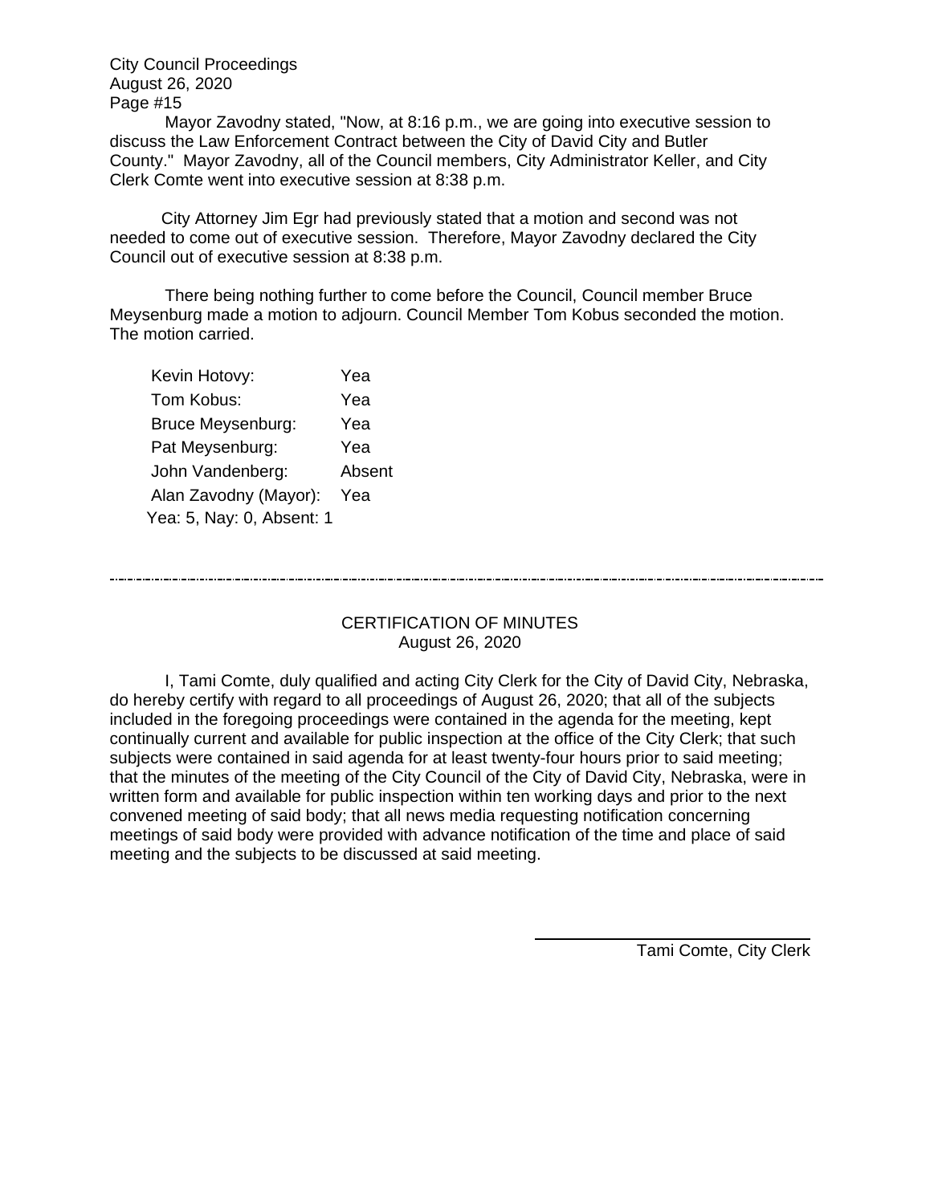Mayor Zavodny stated, "Now, at 8:16 p.m., we are going into executive session to discuss the Law Enforcement Contract between the City of David City and Butler County." Mayor Zavodny, all of the Council members, City Administrator Keller, and City Clerk Comte went into executive session at 8:38 p.m.

City Attorney Jim Egr had previously stated that a motion and second was not needed to come out of executive session. Therefore, Mayor Zavodny declared the City Council out of executive session at 8:38 p.m.

There being nothing further to come before the Council, Council member Bruce Meysenburg made a motion to adjourn. Council Member Tom Kobus seconded the motion. The motion carried.

| | |
|---|---|
| Kevin Hotovy: | Yea |
| Tom Kobus: | Yea |
| Bruce Meysenburg: | Yea |
| Pat Meysenburg: | Yea |
| John Vandenberg: | Absent |
| Alan Zavodny (Mayor): | Yea |

Yea: 5, Nay: 0, Absent: 1

---

## CERTIFICATION OF MINUTES
August 26, 2020

I, Tami Comte, duly qualified and acting City Clerk for the City of David City, Nebraska, do hereby certify with regard to all proceedings of August 26, 2020; that all of the subjects included in the foregoing proceedings were contained in the agenda for the meeting, kept continually current and available for public inspection at the office of the City Clerk; that such subjects were contained in said agenda for at least twenty-four hours prior to said meeting; that the minutes of the meeting of the City Council of the City of David City, Nebraska, were in written form and available for public inspection within ten working days and prior to the next convened meeting of said body; that all news media requesting notification concerning meetings of said body were provided with advance notification of the time and place of said meeting and the subjects to be discussed at said meeting.

Tami Comte, City Clerk